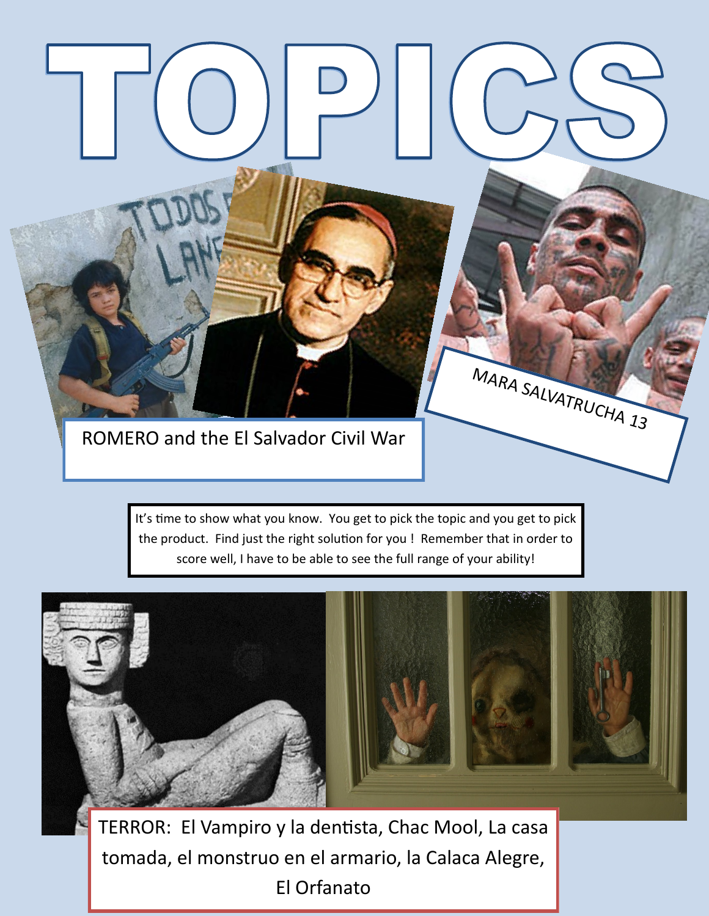# TOPICS

ROMERO and the El Salvador Civil War

MARA SALVATRUCHA 13

It's time to show what you know. You get to pick the topic and you get to pick the product. Find just the right solution for you ! Remember that in order to score well, I have to be able to see the full range of your ability!

TERROR: El Vampiro y la dentista, Chac Mool, La casa tomada, el monstruo en el armario, la Calaca Alegre, El Orfanato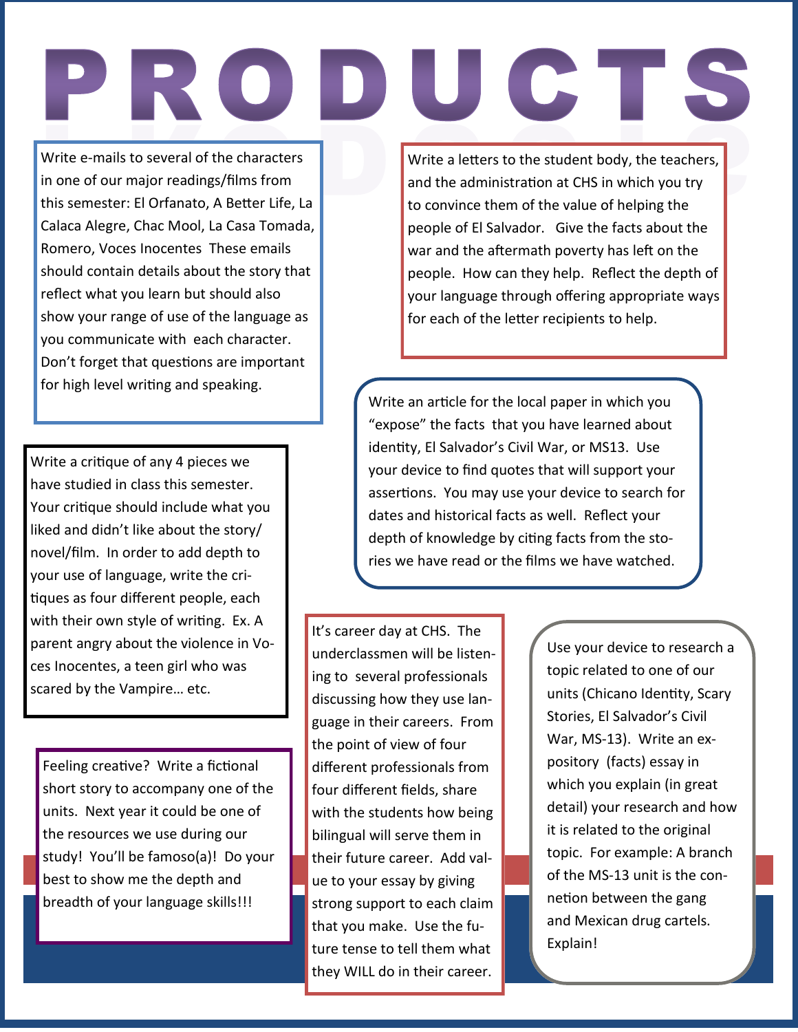# PRODUCTS

Write e-mails to several of the characters in one of our major readings/films from this semester: El Orfanato, A Better Life, La Calaca Alegre, Chac Mool, La Casa Tomada, Romero, Voces Inocentes These emails should contain details about the story that reflect what you learn but should also show your range of use of the language as you communicate with each character. Don't forget that questions are important for high level writing and speaking.

Write a letters to the student body, the teachers, and the administration at CHS in which you try to convince them of the value of helping the people of El Salvador. Give the facts about the war and the aftermath poverty has left on the people. How can they help. Reflect the depth of your language through offering appropriate ways for each of the letter recipients to help.

Write an article for the local paper in which you "expose" the facts that you have learned about identity, El Salvador's Civil War, or MS13. Use your device to find quotes that will support your assertions. You may use your device to search for dates and historical facts as well. Reflect your depth of knowledge by citing facts from the stories we have read or the films we have watched.

Write a critique of any 4 pieces we have studied in class this semester. Your critique should include what you liked and didn't like about the story/novel/film. In order to add depth to your use of language, write the critiques as four different people, each with their own style of writing. Ex. A parent angry about the violence in Voces Inocentes, a teen girl who was scared by the Vampire… etc.

It's career day at CHS. The underclassmen will be listening to several professionals discussing how they use language in their careers. From the point of view of four different professionals from four different fields, share with the students how being bilingual will serve them in their future career. Add value to your essay by giving strong support to each claim that you make. Use the future tense to tell them what they WILL do in their career.

Use your device to research a topic related to one of our units (Chicano Identity, Scary Stories, El Salvador's Civil War, MS-13). Write an expository (facts) essay in which you explain (in great detail) your research and how it is related to the original topic. For example: A branch of the MS-13 unit is the connetion between the gang and Mexican drug cartels. Explain!

Feeling creative? Write a fictional short story to accompany one of the units. Next year it could be one of the resources we use during our study! You'll be famoso(a)! Do your best to show me the depth and breadth of your language skills!!!